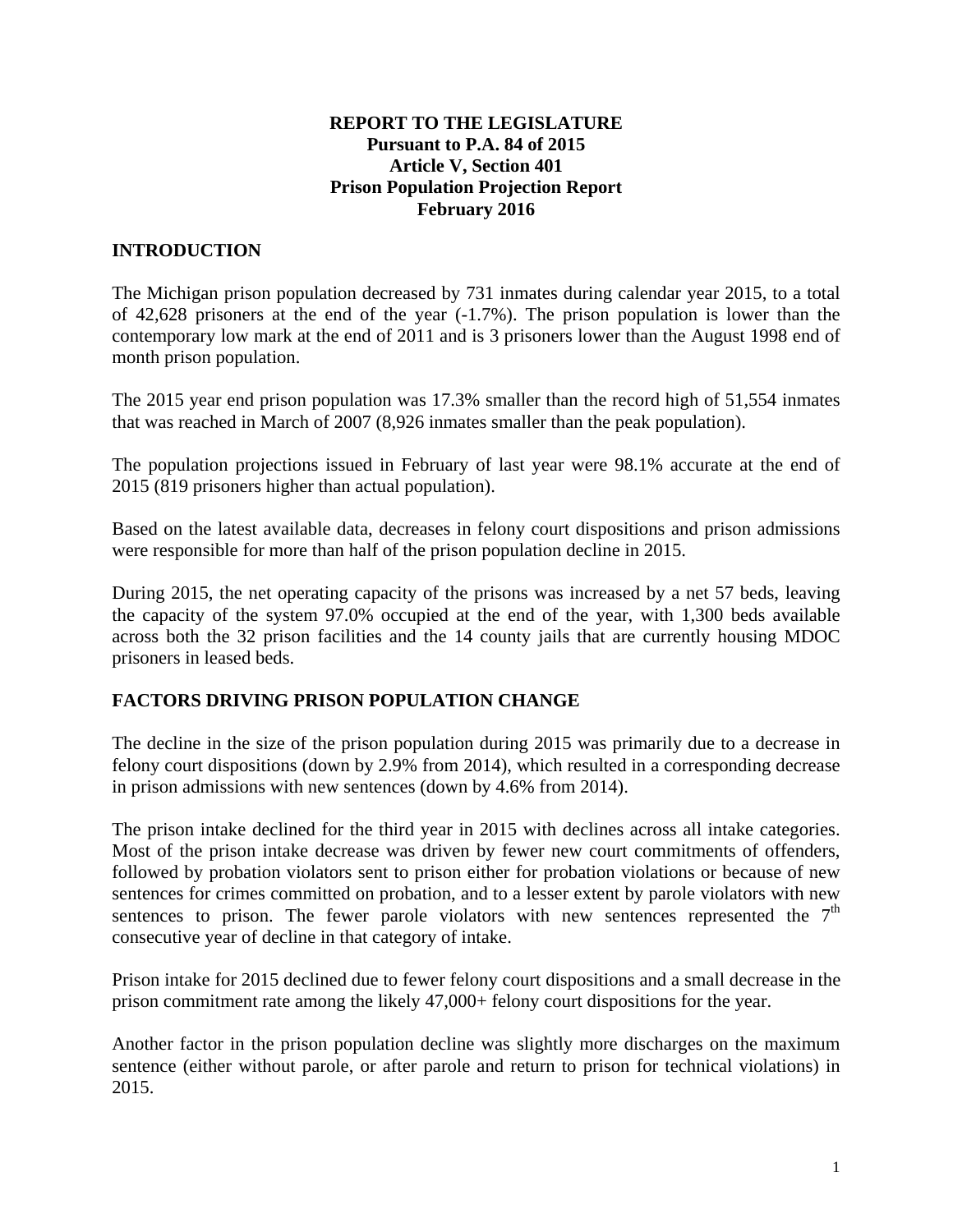**REPORT TO THE LEGISLATURE**
**Pursuant to P.A. 84 of 2015**
**Article V, Section 401**
**Prison Population Projection Report**
**February 2016**

## INTRODUCTION

The Michigan prison population decreased by 731 inmates during calendar year 2015, to a total of 42,628 prisoners at the end of the year (-1.7%). The prison population is lower than the contemporary low mark at the end of 2011 and is 3 prisoners lower than the August 1998 end of month prison population.

The 2015 year end prison population was 17.3% smaller than the record high of 51,554 inmates that was reached in March of 2007 (8,926 inmates smaller than the peak population).

The population projections issued in February of last year were 98.1% accurate at the end of 2015 (819 prisoners higher than actual population).

Based on the latest available data, decreases in felony court dispositions and prison admissions were responsible for more than half of the prison population decline in 2015.

During 2015, the net operating capacity of the prisons was increased by a net 57 beds, leaving the capacity of the system 97.0% occupied at the end of the year, with 1,300 beds available across both the 32 prison facilities and the 14 county jails that are currently housing MDOC prisoners in leased beds.

## FACTORS DRIVING PRISON POPULATION CHANGE

The decline in the size of the prison population during 2015 was primarily due to a decrease in felony court dispositions (down by 2.9% from 2014), which resulted in a corresponding decrease in prison admissions with new sentences (down by 4.6% from 2014).

The prison intake declined for the third year in 2015 with declines across all intake categories. Most of the prison intake decrease was driven by fewer new court commitments of offenders, followed by probation violators sent to prison either for probation violations or because of new sentences for crimes committed on probation, and to a lesser extent by parole violators with new sentences to prison. The fewer parole violators with new sentences represented the 7th consecutive year of decline in that category of intake.

Prison intake for 2015 declined due to fewer felony court dispositions and a small decrease in the prison commitment rate among the likely 47,000+ felony court dispositions for the year.

Another factor in the prison population decline was slightly more discharges on the maximum sentence (either without parole, or after parole and return to prison for technical violations) in 2015.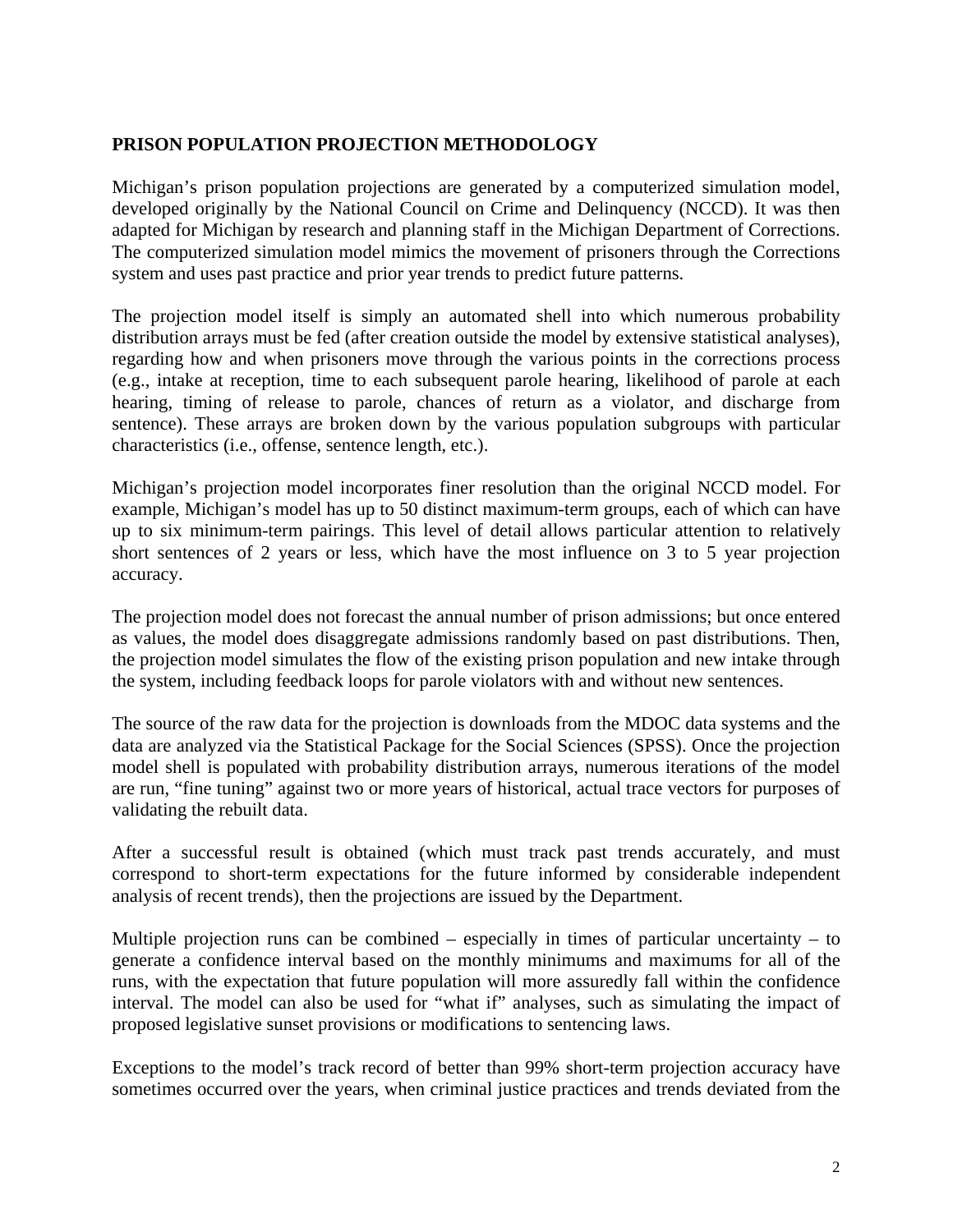**PRISON POPULATION PROJECTION METHODOLOGY**

Michigan's prison population projections are generated by a computerized simulation model, developed originally by the National Council on Crime and Delinquency (NCCD). It was then adapted for Michigan by research and planning staff in the Michigan Department of Corrections. The computerized simulation model mimics the movement of prisoners through the Corrections system and uses past practice and prior year trends to predict future patterns.

The projection model itself is simply an automated shell into which numerous probability distribution arrays must be fed (after creation outside the model by extensive statistical analyses), regarding how and when prisoners move through the various points in the corrections process (e.g., intake at reception, time to each subsequent parole hearing, likelihood of parole at each hearing, timing of release to parole, chances of return as a violator, and discharge from sentence). These arrays are broken down by the various population subgroups with particular characteristics (i.e., offense, sentence length, etc.).

Michigan's projection model incorporates finer resolution than the original NCCD model. For example, Michigan's model has up to 50 distinct maximum-term groups, each of which can have up to six minimum-term pairings. This level of detail allows particular attention to relatively short sentences of 2 years or less, which have the most influence on 3 to 5 year projection accuracy.

The projection model does not forecast the annual number of prison admissions; but once entered as values, the model does disaggregate admissions randomly based on past distributions. Then, the projection model simulates the flow of the existing prison population and new intake through the system, including feedback loops for parole violators with and without new sentences.

The source of the raw data for the projection is downloads from the MDOC data systems and the data are analyzed via the Statistical Package for the Social Sciences (SPSS). Once the projection model shell is populated with probability distribution arrays, numerous iterations of the model are run, "fine tuning" against two or more years of historical, actual trace vectors for purposes of validating the rebuilt data.

After a successful result is obtained (which must track past trends accurately, and must correspond to short-term expectations for the future informed by considerable independent analysis of recent trends), then the projections are issued by the Department.

Multiple projection runs can be combined – especially in times of particular uncertainty – to generate a confidence interval based on the monthly minimums and maximums for all of the runs, with the expectation that future population will more assuredly fall within the confidence interval. The model can also be used for "what if" analyses, such as simulating the impact of proposed legislative sunset provisions or modifications to sentencing laws.

Exceptions to the model's track record of better than 99% short-term projection accuracy have sometimes occurred over the years, when criminal justice practices and trends deviated from the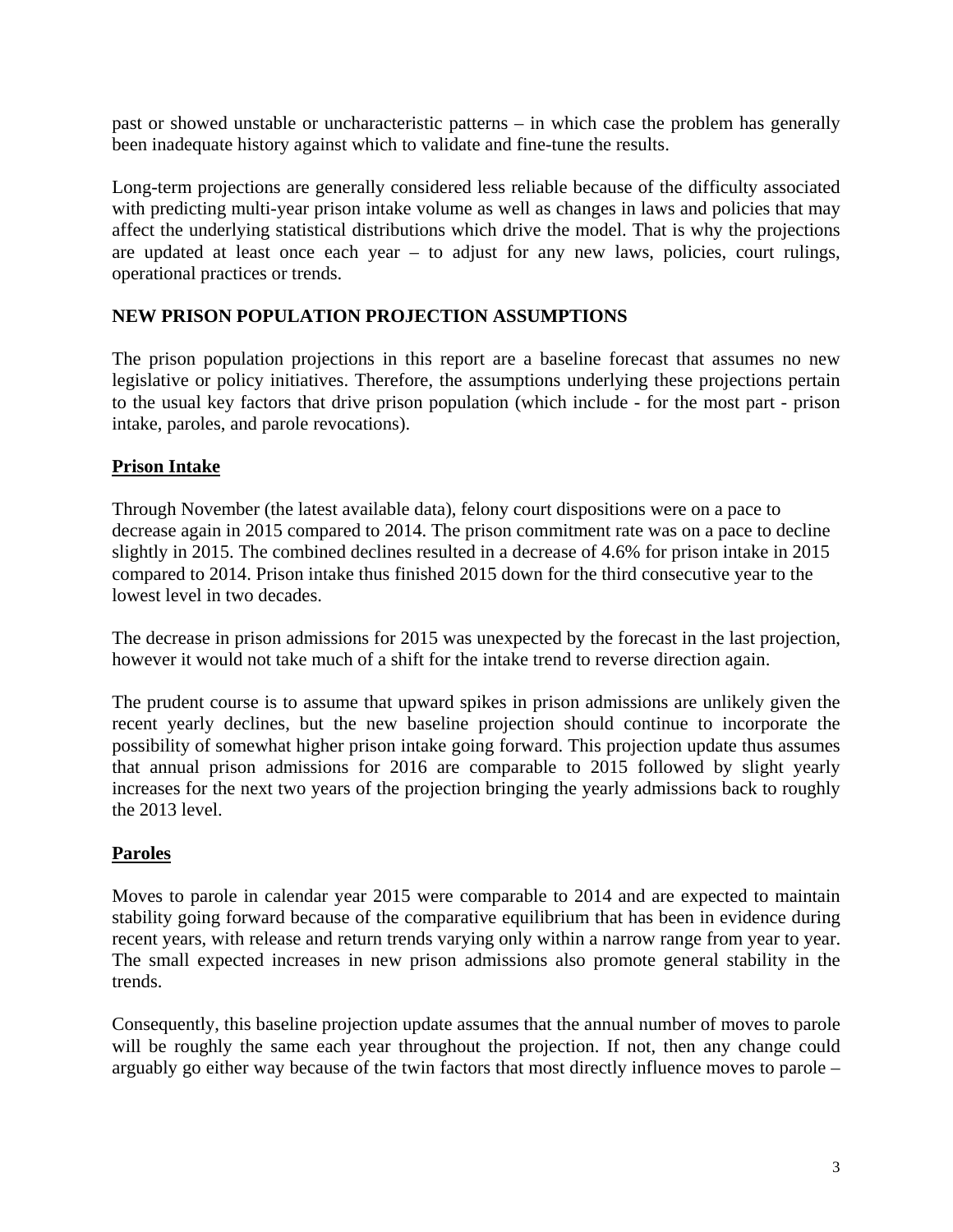past or showed unstable or uncharacteristic patterns – in which case the problem has generally been inadequate history against which to validate and fine-tune the results.

Long-term projections are generally considered less reliable because of the difficulty associated with predicting multi-year prison intake volume as well as changes in laws and policies that may affect the underlying statistical distributions which drive the model. That is why the projections are updated at least once each year – to adjust for any new laws, policies, court rulings, operational practices or trends.

## NEW PRISON POPULATION PROJECTION ASSUMPTIONS

The prison population projections in this report are a baseline forecast that assumes no new legislative or policy initiatives. Therefore, the assumptions underlying these projections pertain to the usual key factors that drive prison population (which include - for the most part - prison intake, paroles, and parole revocations).

### Prison Intake

Through November (the latest available data), felony court dispositions were on a pace to decrease again in 2015 compared to 2014. The prison commitment rate was on a pace to decline slightly in 2015. The combined declines resulted in a decrease of 4.6% for prison intake in 2015 compared to 2014. Prison intake thus finished 2015 down for the third consecutive year to the lowest level in two decades.

The decrease in prison admissions for 2015 was unexpected by the forecast in the last projection, however it would not take much of a shift for the intake trend to reverse direction again.

The prudent course is to assume that upward spikes in prison admissions are unlikely given the recent yearly declines, but the new baseline projection should continue to incorporate the possibility of somewhat higher prison intake going forward. This projection update thus assumes that annual prison admissions for 2016 are comparable to 2015 followed by slight yearly increases for the next two years of the projection bringing the yearly admissions back to roughly the 2013 level.

### Paroles

Moves to parole in calendar year 2015 were comparable to 2014 and are expected to maintain stability going forward because of the comparative equilibrium that has been in evidence during recent years, with release and return trends varying only within a narrow range from year to year. The small expected increases in new prison admissions also promote general stability in the trends.

Consequently, this baseline projection update assumes that the annual number of moves to parole will be roughly the same each year throughout the projection. If not, then any change could arguably go either way because of the twin factors that most directly influence moves to parole –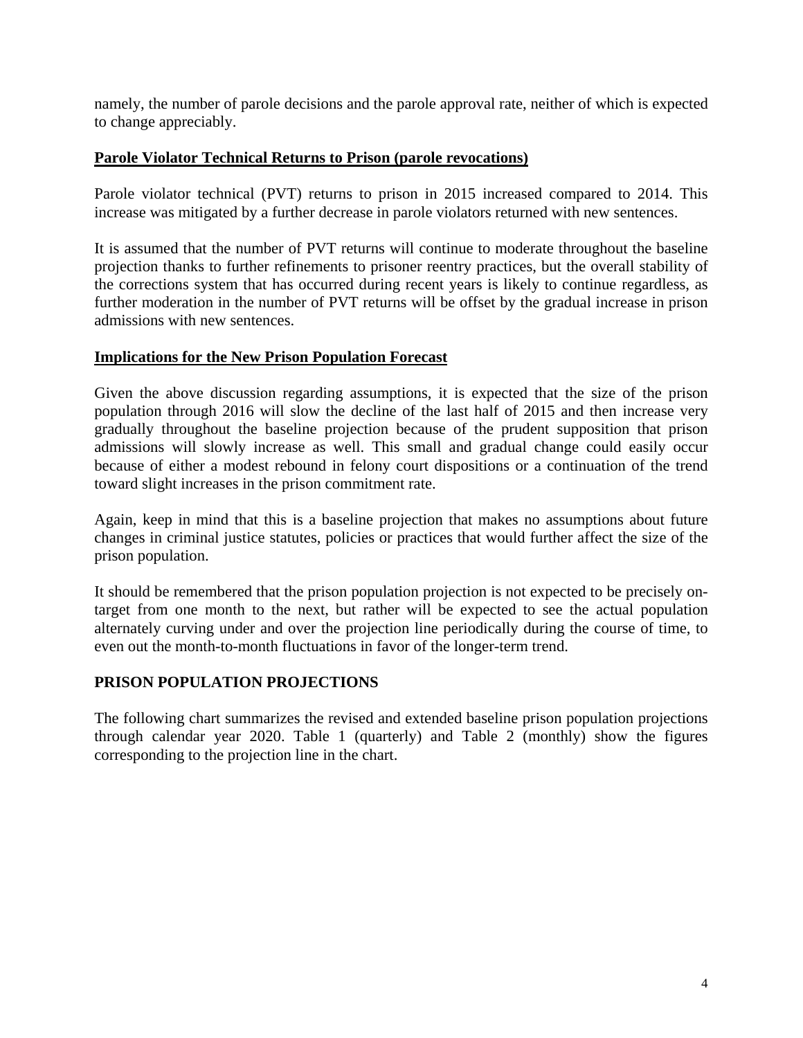namely, the number of parole decisions and the parole approval rate, neither of which is expected to change appreciably.

### Parole Violator Technical Returns to Prison (parole revocations)

Parole violator technical (PVT) returns to prison in 2015 increased compared to 2014. This increase was mitigated by a further decrease in parole violators returned with new sentences.

It is assumed that the number of PVT returns will continue to moderate throughout the baseline projection thanks to further refinements to prisoner reentry practices, but the overall stability of the corrections system that has occurred during recent years is likely to continue regardless, as further moderation in the number of PVT returns will be offset by the gradual increase in prison admissions with new sentences.

### Implications for the New Prison Population Forecast

Given the above discussion regarding assumptions, it is expected that the size of the prison population through 2016 will slow the decline of the last half of 2015 and then increase very gradually throughout the baseline projection because of the prudent supposition that prison admissions will slowly increase as well. This small and gradual change could easily occur because of either a modest rebound in felony court dispositions or a continuation of the trend toward slight increases in the prison commitment rate.

Again, keep in mind that this is a baseline projection that makes no assumptions about future changes in criminal justice statutes, policies or practices that would further affect the size of the prison population.

It should be remembered that the prison population projection is not expected to be precisely on-target from one month to the next, but rather will be expected to see the actual population alternately curving under and over the projection line periodically during the course of time, to even out the month-to-month fluctuations in favor of the longer-term trend.

## PRISON POPULATION PROJECTIONS

The following chart summarizes the revised and extended baseline prison population projections through calendar year 2020. Table 1 (quarterly) and Table 2 (monthly) show the figures corresponding to the projection line in the chart.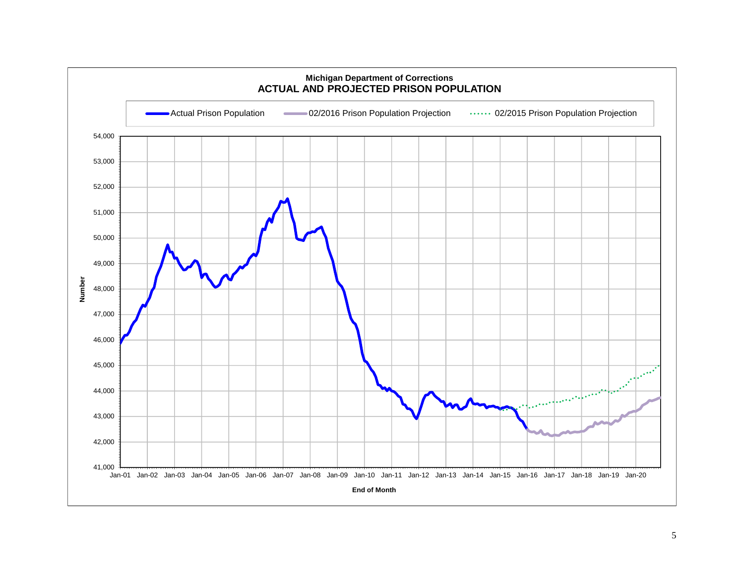Michigan Department of Corrections

**ACTUAL AND PROJECTED PRISON POPULATION**

Actual Prison Population — 02/2016 Prison Population Projection — 02/2015 Prison Population Projection

Number: 41,000 – 54,000

End of Month: Jan-01 through Jan-20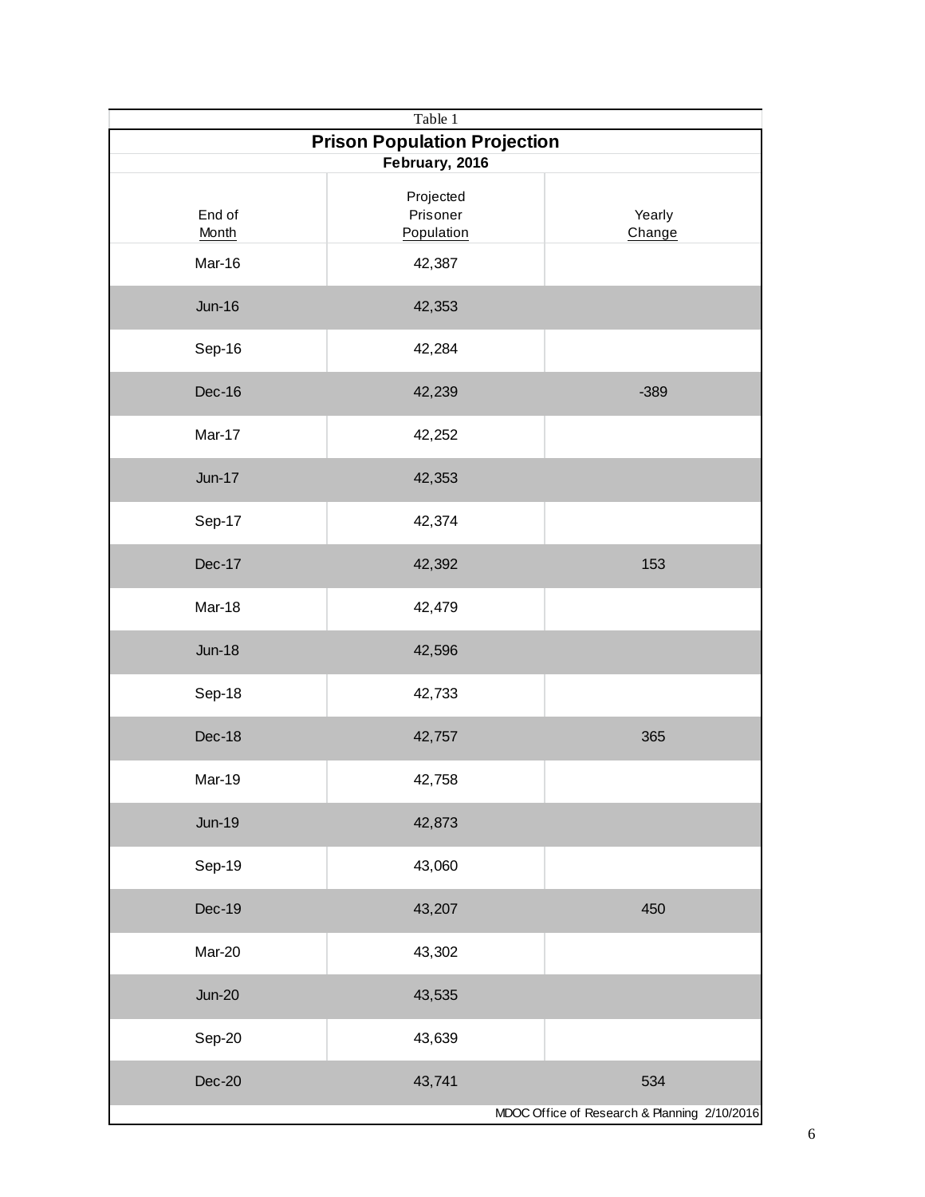Table 1

## Prison Population Projection

**February, 2016**

| End of Month | Projected Prisoner Population | Yearly Change |
|---|---|---|
| Mar-16 | 42,387 | |
| Jun-16 | 42,353 | |
| Sep-16 | 42,284 | |
| Dec-16 | 42,239 | -389 |
| Mar-17 | 42,252 | |
| Jun-17 | 42,353 | |
| Sep-17 | 42,374 | |
| Dec-17 | 42,392 | 153 |
| Mar-18 | 42,479 | |
| Jun-18 | 42,596 | |
| Sep-18 | 42,733 | |
| Dec-18 | 42,757 | 365 |
| Mar-19 | 42,758 | |
| Jun-19 | 42,873 | |
| Sep-19 | 43,060 | |
| Dec-19 | 43,207 | 450 |
| Mar-20 | 43,302 | |
| Jun-20 | 43,535 | |
| Sep-20 | 43,639 | |
| Dec-20 | 43,741 | 534 |

MDOC Office of Research & Planning 2/10/2016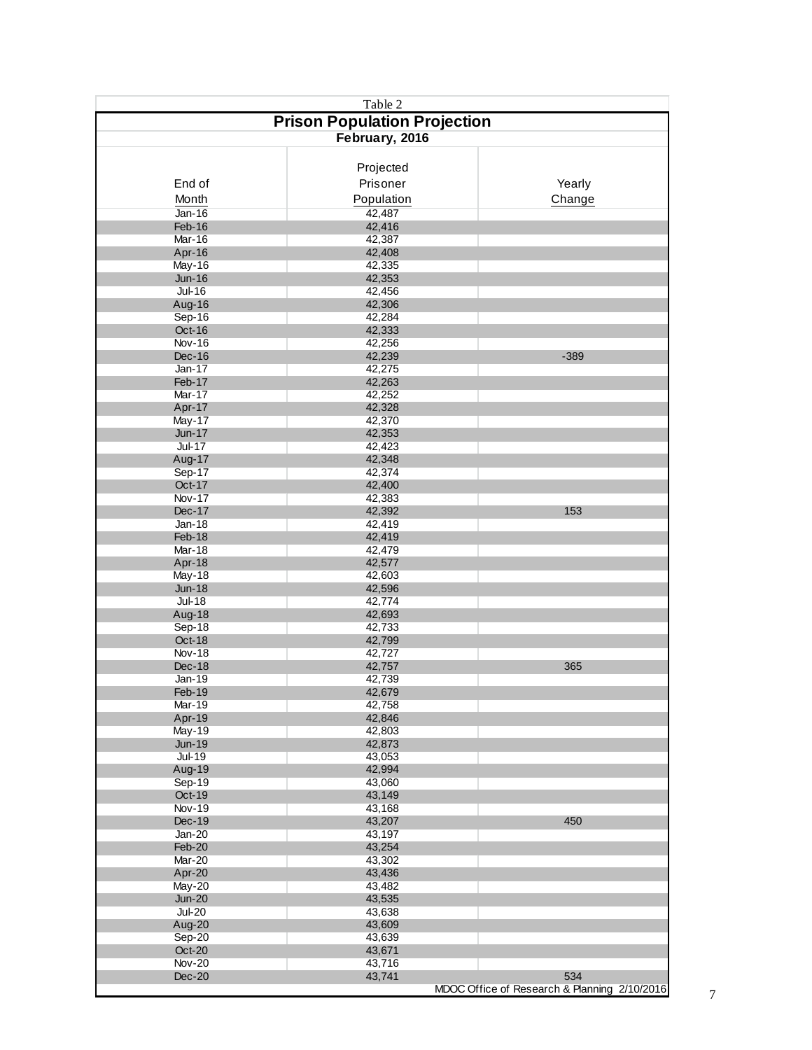Table 2

## Prison Population Projection

### February, 2016

| End of Month | Projected Prisoner Population | Yearly Change |
|---|---|---|
| Jan-16 | 42,487 | |
| Feb-16 | 42,416 | |
| Mar-16 | 42,387 | |
| Apr-16 | 42,408 | |
| May-16 | 42,335 | |
| Jun-16 | 42,353 | |
| Jul-16 | 42,456 | |
| Aug-16 | 42,306 | |
| Sep-16 | 42,284 | |
| Oct-16 | 42,333 | |
| Nov-16 | 42,256 | |
| Dec-16 | 42,239 | -389 |
| Jan-17 | 42,275 | |
| Feb-17 | 42,263 | |
| Mar-17 | 42,252 | |
| Apr-17 | 42,328 | |
| May-17 | 42,370 | |
| Jun-17 | 42,353 | |
| Jul-17 | 42,423 | |
| Aug-17 | 42,348 | |
| Sep-17 | 42,374 | |
| Oct-17 | 42,400 | |
| Nov-17 | 42,383 | |
| Dec-17 | 42,392 | 153 |
| Jan-18 | 42,419 | |
| Feb-18 | 42,419 | |
| Mar-18 | 42,479 | |
| Apr-18 | 42,577 | |
| May-18 | 42,603 | |
| Jun-18 | 42,596 | |
| Jul-18 | 42,774 | |
| Aug-18 | 42,693 | |
| Sep-18 | 42,733 | |
| Oct-18 | 42,799 | |
| Nov-18 | 42,727 | |
| Dec-18 | 42,757 | 365 |
| Jan-19 | 42,739 | |
| Feb-19 | 42,679 | |
| Mar-19 | 42,758 | |
| Apr-19 | 42,846 | |
| May-19 | 42,803 | |
| Jun-19 | 42,873 | |
| Jul-19 | 43,053 | |
| Aug-19 | 42,994 | |
| Sep-19 | 43,060 | |
| Oct-19 | 43,149 | |
| Nov-19 | 43,168 | |
| Dec-19 | 43,207 | 450 |
| Jan-20 | 43,197 | |
| Feb-20 | 43,254 | |
| Mar-20 | 43,302 | |
| Apr-20 | 43,436 | |
| May-20 | 43,482 | |
| Jun-20 | 43,535 | |
| Jul-20 | 43,638 | |
| Aug-20 | 43,609 | |
| Sep-20 | 43,639 | |
| Oct-20 | 43,671 | |
| Nov-20 | 43,716 | |
| Dec-20 | 43,741 | 534 |

MDOC Office of Research & Planning 2/10/2016